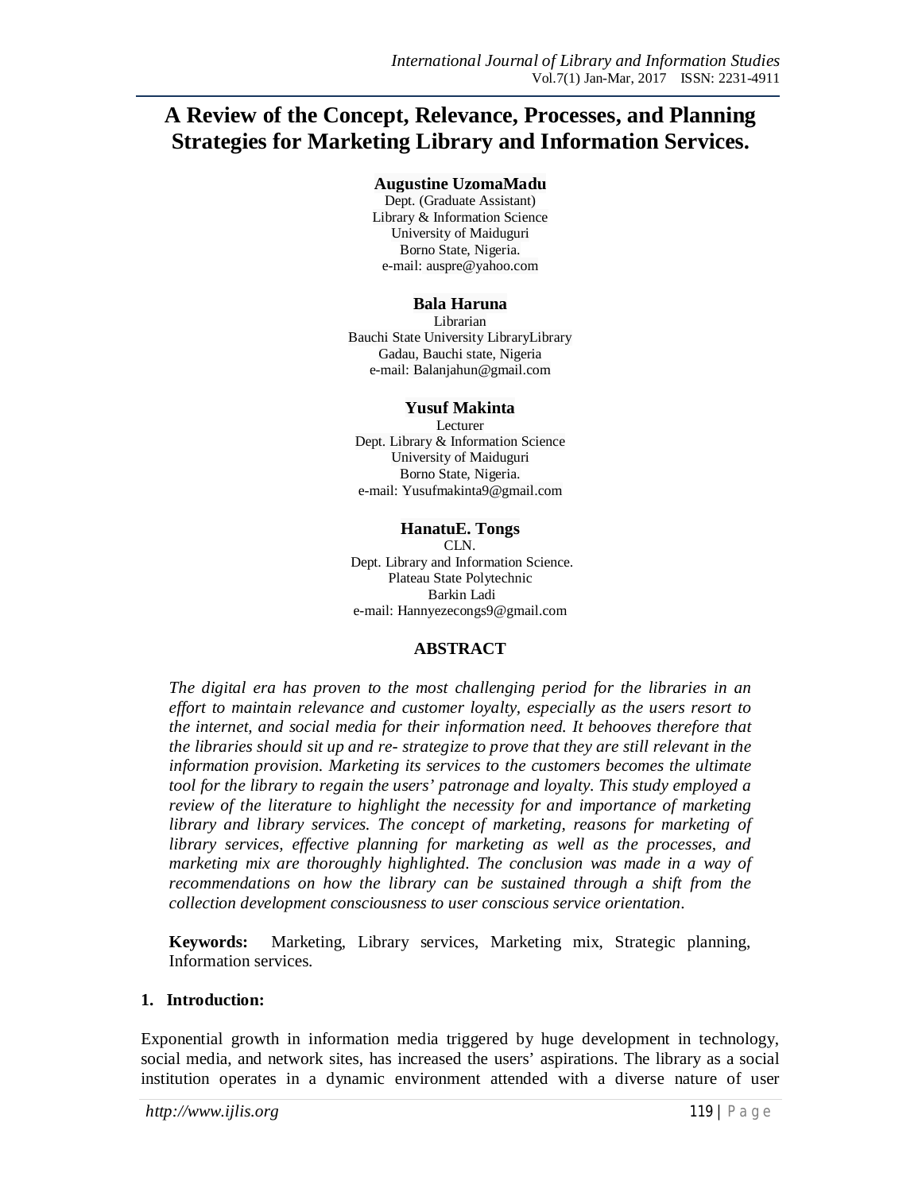# A Review of the Concept, Relevance, Processes, and Planning Strategies for Marketing Library and Information Services.

**Augustine UzomaMadu**
Dept. (Graduate Assistant)
Library & Information Science
University of Maiduguri
Borno State, Nigeria.
e-mail: auspre@yahoo.com

**Bala Haruna**
Librarian
Bauchi State University LibraryLibrary
Gadau, Bauchi state, Nigeria
e-mail: Balanjahun@gmail.com

**Yusuf Makinta**
Lecturer
Dept. Library & Information Science
University of Maiduguri
Borno State, Nigeria.
e-mail: Yusufmakinta9@gmail.com

**HanatuE. Tongs**
CLN.
Dept. Library and Information Science.
Plateau State Polytechnic
Barkin Ladi
e-mail: Hannyezecongs9@gmail.com

## ABSTRACT

*The digital era has proven to the most challenging period for the libraries in an effort to maintain relevance and customer loyalty, especially as the users resort to the internet, and social media for their information need. It behooves therefore that the libraries should sit up and re- strategize to prove that they are still relevant in the information provision. Marketing its services to the customers becomes the ultimate tool for the library to regain the users' patronage and loyalty. This study employed a review of the literature to highlight the necessity for and importance of marketing library and library services. The concept of marketing, reasons for marketing of library services, effective planning for marketing as well as the processes, and marketing mix are thoroughly highlighted. The conclusion was made in a way of recommendations on how the library can be sustained through a shift from the collection development consciousness to user conscious service orientation.*

**Keywords:** Marketing, Library services, Marketing mix, Strategic planning, Information services.

## 1. Introduction:

Exponential growth in information media triggered by huge development in technology, social media, and network sites, has increased the users' aspirations. The library as a social institution operates in a dynamic environment attended with a diverse nature of user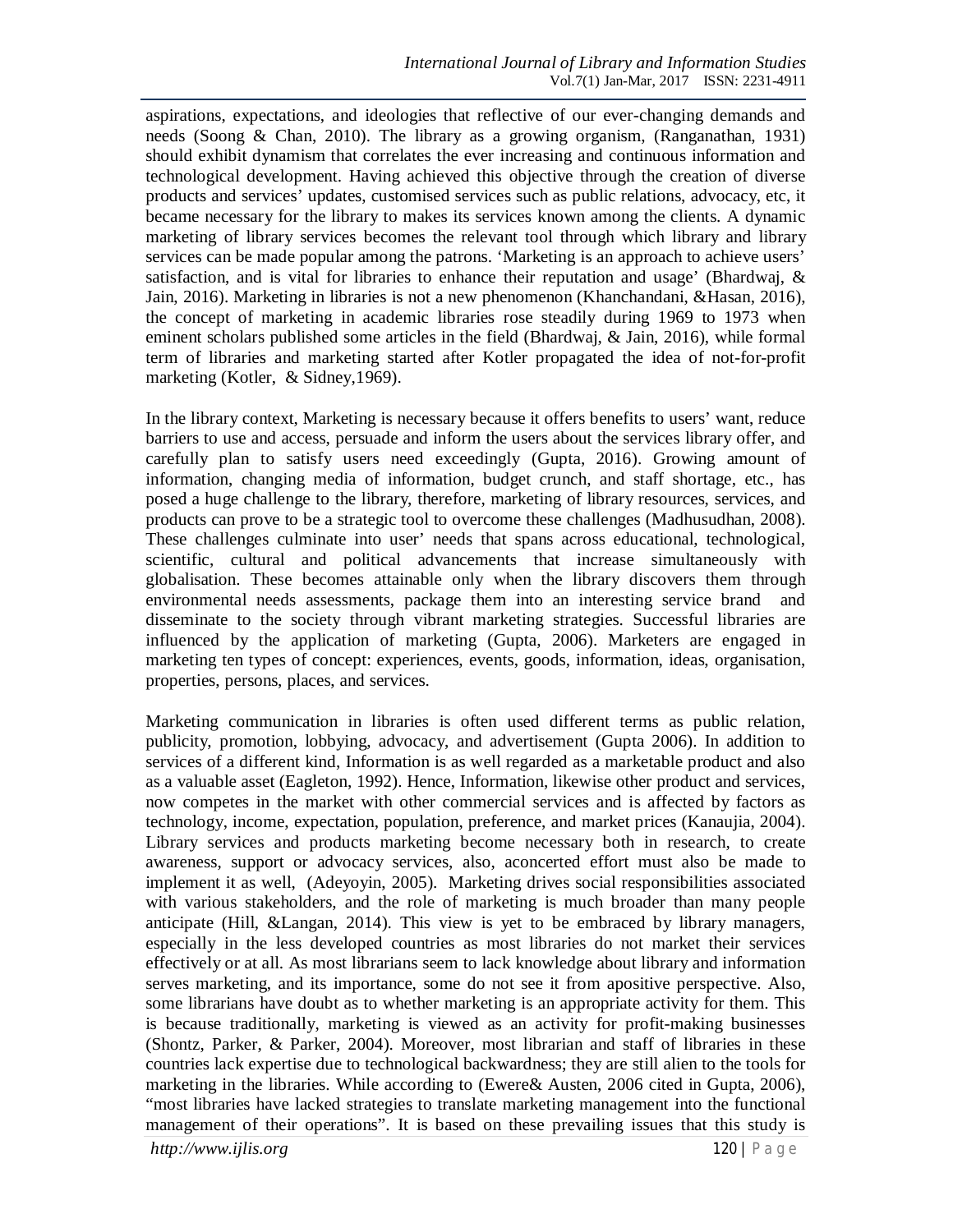aspirations, expectations, and ideologies that reflective of our ever-changing demands and needs (Soong & Chan, 2010). The library as a growing organism, (Ranganathan, 1931) should exhibit dynamism that correlates the ever increasing and continuous information and technological development. Having achieved this objective through the creation of diverse products and services' updates, customised services such as public relations, advocacy, etc, it became necessary for the library to makes its services known among the clients. A dynamic marketing of library services becomes the relevant tool through which library and library services can be made popular among the patrons. 'Marketing is an approach to achieve users' satisfaction, and is vital for libraries to enhance their reputation and usage' (Bhardwaj, & Jain, 2016). Marketing in libraries is not a new phenomenon (Khanchandani, &Hasan, 2016), the concept of marketing in academic libraries rose steadily during 1969 to 1973 when eminent scholars published some articles in the field (Bhardwaj, & Jain, 2016), while formal term of libraries and marketing started after Kotler propagated the idea of not-for-profit marketing (Kotler, & Sidney,1969).

In the library context, Marketing is necessary because it offers benefits to users' want, reduce barriers to use and access, persuade and inform the users about the services library offer, and carefully plan to satisfy users need exceedingly (Gupta, 2016). Growing amount of information, changing media of information, budget crunch, and staff shortage, etc., has posed a huge challenge to the library, therefore, marketing of library resources, services, and products can prove to be a strategic tool to overcome these challenges (Madhusudhan, 2008). These challenges culminate into user' needs that spans across educational, technological, scientific, cultural and political advancements that increase simultaneously with globalisation. These becomes attainable only when the library discovers them through environmental needs assessments, package them into an interesting service brand and disseminate to the society through vibrant marketing strategies. Successful libraries are influenced by the application of marketing (Gupta, 2006). Marketers are engaged in marketing ten types of concept: experiences, events, goods, information, ideas, organisation, properties, persons, places, and services.

Marketing communication in libraries is often used different terms as public relation, publicity, promotion, lobbying, advocacy, and advertisement (Gupta 2006). In addition to services of a different kind, Information is as well regarded as a marketable product and also as a valuable asset (Eagleton, 1992). Hence, Information, likewise other product and services, now competes in the market with other commercial services and is affected by factors as technology, income, expectation, population, preference, and market prices (Kanaujia, 2004). Library services and products marketing become necessary both in research, to create awareness, support or advocacy services, also, aconcerted effort must also be made to implement it as well, (Adeyoyin, 2005). Marketing drives social responsibilities associated with various stakeholders, and the role of marketing is much broader than many people anticipate (Hill, &Langan, 2014). This view is yet to be embraced by library managers, especially in the less developed countries as most libraries do not market their services effectively or at all. As most librarians seem to lack knowledge about library and information serves marketing, and its importance, some do not see it from apositive perspective. Also, some librarians have doubt as to whether marketing is an appropriate activity for them. This is because traditionally, marketing is viewed as an activity for profit-making businesses (Shontz, Parker, & Parker, 2004). Moreover, most librarian and staff of libraries in these countries lack expertise due to technological backwardness; they are still alien to the tools for marketing in the libraries. While according to (Ewere& Austen, 2006 cited in Gupta, 2006), "most libraries have lacked strategies to translate marketing management into the functional management of their operations". It is based on these prevailing issues that this study is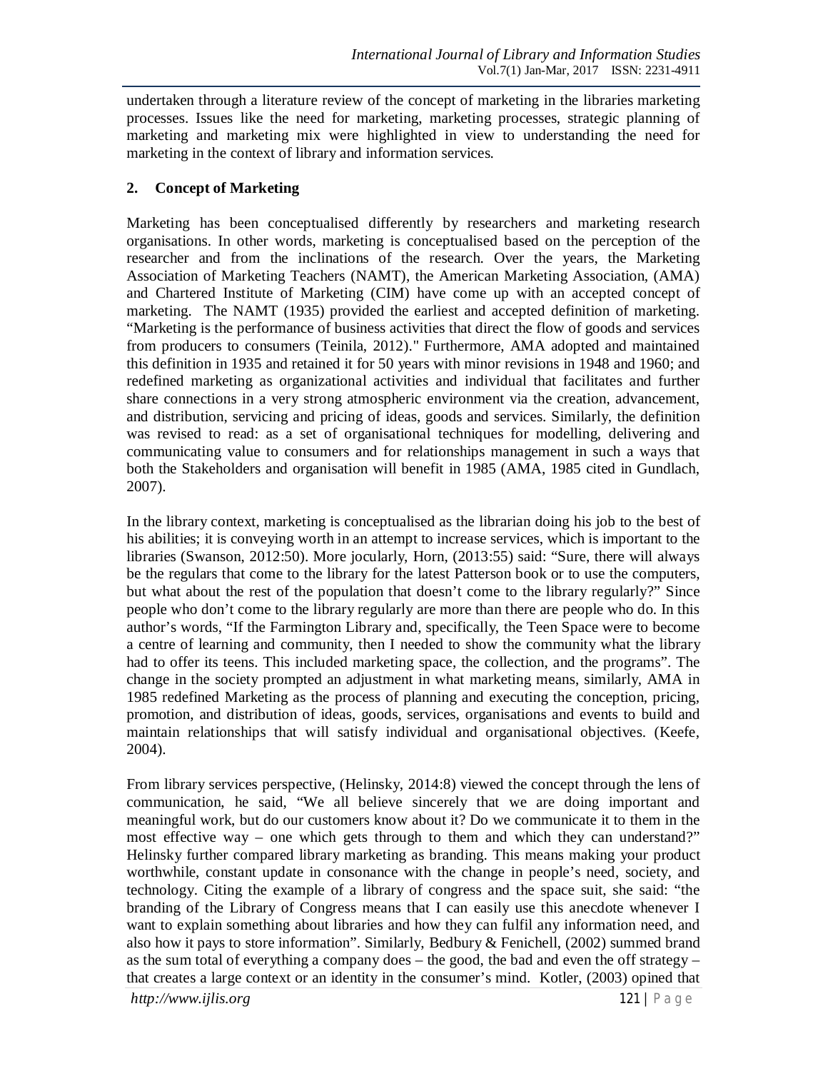undertaken through a literature review of the concept of marketing in the libraries marketing processes. Issues like the need for marketing, marketing processes, strategic planning of marketing and marketing mix were highlighted in view to understanding the need for marketing in the context of library and information services.

## 2. Concept of Marketing

Marketing has been conceptualised differently by researchers and marketing research organisations. In other words, marketing is conceptualised based on the perception of the researcher and from the inclinations of the research. Over the years, the Marketing Association of Marketing Teachers (NAMT), the American Marketing Association, (AMA) and Chartered Institute of Marketing (CIM) have come up with an accepted concept of marketing. The NAMT (1935) provided the earliest and accepted definition of marketing. "Marketing is the performance of business activities that direct the flow of goods and services from producers to consumers (Teinila, 2012)." Furthermore, AMA adopted and maintained this definition in 1935 and retained it for 50 years with minor revisions in 1948 and 1960; and redefined marketing as organizational activities and individual that facilitates and further share connections in a very strong atmospheric environment via the creation, advancement, and distribution, servicing and pricing of ideas, goods and services. Similarly, the definition was revised to read: as a set of organisational techniques for modelling, delivering and communicating value to consumers and for relationships management in such a ways that both the Stakeholders and organisation will benefit in 1985 (AMA, 1985 cited in Gundlach, 2007).

In the library context, marketing is conceptualised as the librarian doing his job to the best of his abilities; it is conveying worth in an attempt to increase services, which is important to the libraries (Swanson, 2012:50). More jocularly, Horn, (2013:55) said: "Sure, there will always be the regulars that come to the library for the latest Patterson book or to use the computers, but what about the rest of the population that doesn't come to the library regularly?" Since people who don't come to the library regularly are more than there are people who do. In this author's words, "If the Farmington Library and, specifically, the Teen Space were to become a centre of learning and community, then I needed to show the community what the library had to offer its teens. This included marketing space, the collection, and the programs". The change in the society prompted an adjustment in what marketing means, similarly, AMA in 1985 redefined Marketing as the process of planning and executing the conception, pricing, promotion, and distribution of ideas, goods, services, organisations and events to build and maintain relationships that will satisfy individual and organisational objectives. (Keefe, 2004).

From library services perspective, (Helinsky, 2014:8) viewed the concept through the lens of communication, he said, "We all believe sincerely that we are doing important and meaningful work, but do our customers know about it? Do we communicate it to them in the most effective way – one which gets through to them and which they can understand?" Helinsky further compared library marketing as branding. This means making your product worthwhile, constant update in consonance with the change in people's need, society, and technology. Citing the example of a library of congress and the space suit, she said: "the branding of the Library of Congress means that I can easily use this anecdote whenever I want to explain something about libraries and how they can fulfil any information need, and also how it pays to store information". Similarly, Bedbury & Fenichell, (2002) summed brand as the sum total of everything a company does – the good, the bad and even the off strategy – that creates a large context or an identity in the consumer's mind. Kotler, (2003) opined that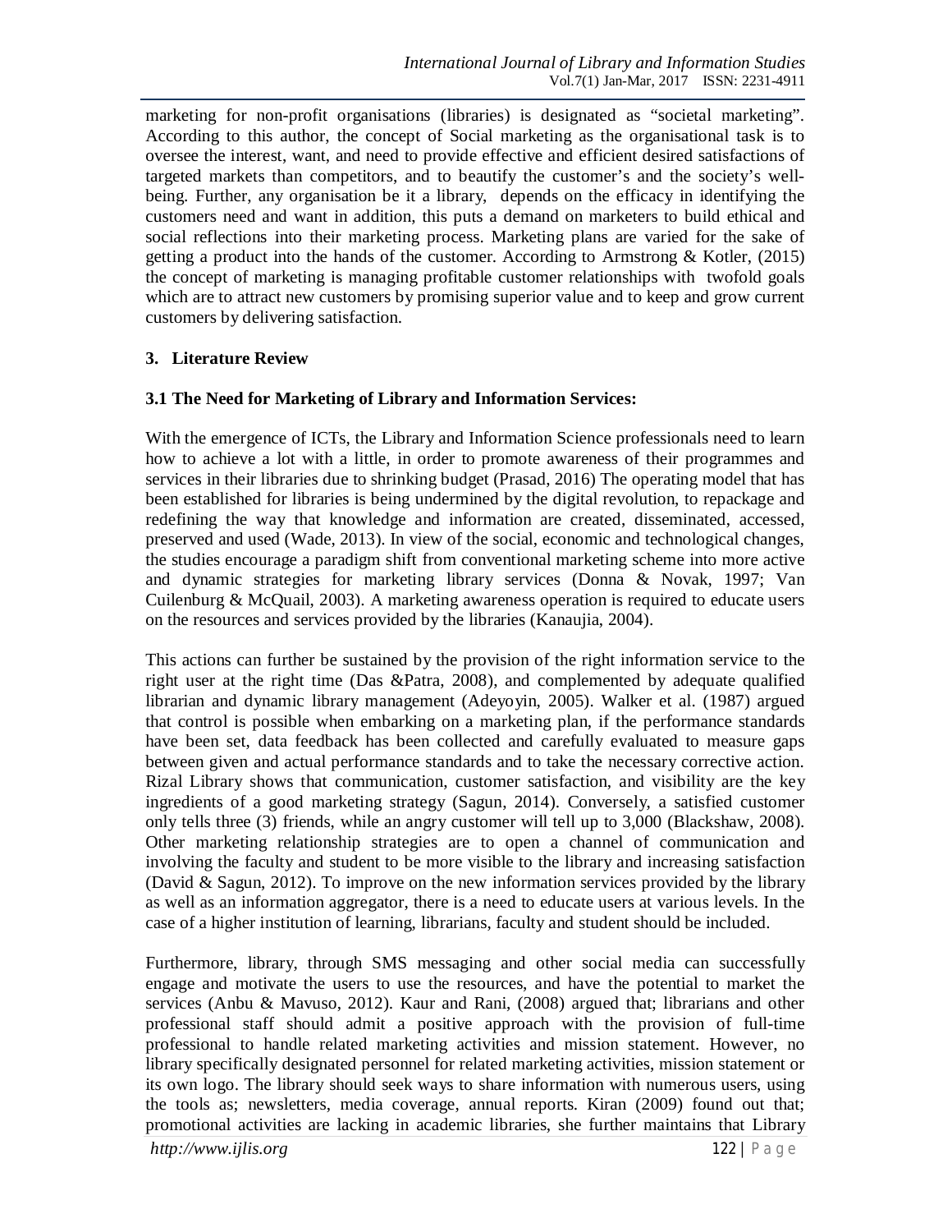marketing for non-profit organisations (libraries) is designated as "societal marketing". According to this author, the concept of Social marketing as the organisational task is to oversee the interest, want, and need to provide effective and efficient desired satisfactions of targeted markets than competitors, and to beautify the customer's and the society's well-being. Further, any organisation be it a library, depends on the efficacy in identifying the customers need and want in addition, this puts a demand on marketers to build ethical and social reflections into their marketing process. Marketing plans are varied for the sake of getting a product into the hands of the customer. According to Armstrong & Kotler, (2015) the concept of marketing is managing profitable customer relationships with twofold goals which are to attract new customers by promising superior value and to keep and grow current customers by delivering satisfaction.

## 3. Literature Review

### 3.1 The Need for Marketing of Library and Information Services:

With the emergence of ICTs, the Library and Information Science professionals need to learn how to achieve a lot with a little, in order to promote awareness of their programmes and services in their libraries due to shrinking budget (Prasad, 2016) The operating model that has been established for libraries is being undermined by the digital revolution, to repackage and redefining the way that knowledge and information are created, disseminated, accessed, preserved and used (Wade, 2013). In view of the social, economic and technological changes, the studies encourage a paradigm shift from conventional marketing scheme into more active and dynamic strategies for marketing library services (Donna & Novak, 1997; Van Cuilenburg & McQuail, 2003). A marketing awareness operation is required to educate users on the resources and services provided by the libraries (Kanaujia, 2004).

This actions can further be sustained by the provision of the right information service to the right user at the right time (Das &Patra, 2008), and complemented by adequate qualified librarian and dynamic library management (Adeyoyin, 2005). Walker et al. (1987) argued that control is possible when embarking on a marketing plan, if the performance standards have been set, data feedback has been collected and carefully evaluated to measure gaps between given and actual performance standards and to take the necessary corrective action. Rizal Library shows that communication, customer satisfaction, and visibility are the key ingredients of a good marketing strategy (Sagun, 2014). Conversely, a satisfied customer only tells three (3) friends, while an angry customer will tell up to 3,000 (Blackshaw, 2008). Other marketing relationship strategies are to open a channel of communication and involving the faculty and student to be more visible to the library and increasing satisfaction (David & Sagun, 2012). To improve on the new information services provided by the library as well as an information aggregator, there is a need to educate users at various levels. In the case of a higher institution of learning, librarians, faculty and student should be included.

Furthermore, library, through SMS messaging and other social media can successfully engage and motivate the users to use the resources, and have the potential to market the services (Anbu & Mavuso, 2012). Kaur and Rani, (2008) argued that; librarians and other professional staff should admit a positive approach with the provision of full-time professional to handle related marketing activities and mission statement. However, no library specifically designated personnel for related marketing activities, mission statement or its own logo. The library should seek ways to share information with numerous users, using the tools as; newsletters, media coverage, annual reports. Kiran (2009) found out that; promotional activities are lacking in academic libraries, she further maintains that Library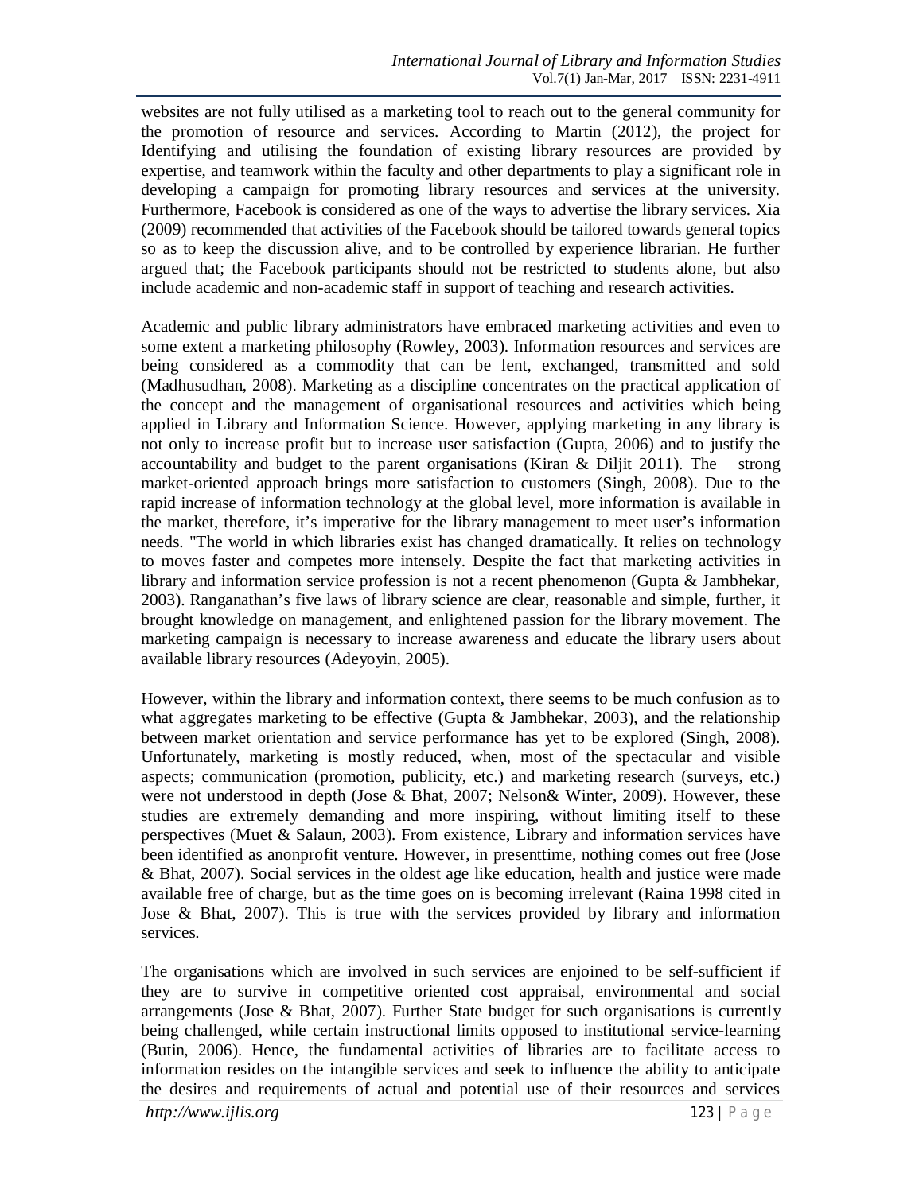websites are not fully utilised as a marketing tool to reach out to the general community for the promotion of resource and services. According to Martin (2012), the project for Identifying and utilising the foundation of existing library resources are provided by expertise, and teamwork within the faculty and other departments to play a significant role in developing a campaign for promoting library resources and services at the university. Furthermore, Facebook is considered as one of the ways to advertise the library services. Xia (2009) recommended that activities of the Facebook should be tailored towards general topics so as to keep the discussion alive, and to be controlled by experience librarian. He further argued that; the Facebook participants should not be restricted to students alone, but also include academic and non-academic staff in support of teaching and research activities.

Academic and public library administrators have embraced marketing activities and even to some extent a marketing philosophy (Rowley, 2003). Information resources and services are being considered as a commodity that can be lent, exchanged, transmitted and sold (Madhusudhan, 2008). Marketing as a discipline concentrates on the practical application of the concept and the management of organisational resources and activities which being applied in Library and Information Science. However, applying marketing in any library is not only to increase profit but to increase user satisfaction (Gupta, 2006) and to justify the accountability and budget to the parent organisations (Kiran & Diljit 2011). The strong market-oriented approach brings more satisfaction to customers (Singh, 2008). Due to the rapid increase of information technology at the global level, more information is available in the market, therefore, it's imperative for the library management to meet user's information needs. "The world in which libraries exist has changed dramatically. It relies on technology to moves faster and competes more intensely. Despite the fact that marketing activities in library and information service profession is not a recent phenomenon (Gupta & Jambhekar, 2003). Ranganathan's five laws of library science are clear, reasonable and simple, further, it brought knowledge on management, and enlightened passion for the library movement. The marketing campaign is necessary to increase awareness and educate the library users about available library resources (Adeyoyin, 2005).

However, within the library and information context, there seems to be much confusion as to what aggregates marketing to be effective (Gupta & Jambhekar, 2003), and the relationship between market orientation and service performance has yet to be explored (Singh, 2008). Unfortunately, marketing is mostly reduced, when, most of the spectacular and visible aspects; communication (promotion, publicity, etc.) and marketing research (surveys, etc.) were not understood in depth (Jose & Bhat, 2007; Nelson& Winter, 2009). However, these studies are extremely demanding and more inspiring, without limiting itself to these perspectives (Muet & Salaun, 2003). From existence, Library and information services have been identified as anonprofit venture. However, in presenttime, nothing comes out free (Jose & Bhat, 2007). Social services in the oldest age like education, health and justice were made available free of charge, but as the time goes on is becoming irrelevant (Raina 1998 cited in Jose & Bhat, 2007). This is true with the services provided by library and information services.

The organisations which are involved in such services are enjoined to be self-sufficient if they are to survive in competitive oriented cost appraisal, environmental and social arrangements (Jose & Bhat, 2007). Further State budget for such organisations is currently being challenged, while certain instructional limits opposed to institutional service-learning (Butin, 2006). Hence, the fundamental activities of libraries are to facilitate access to information resides on the intangible services and seek to influence the ability to anticipate the desires and requirements of actual and potential use of their resources and services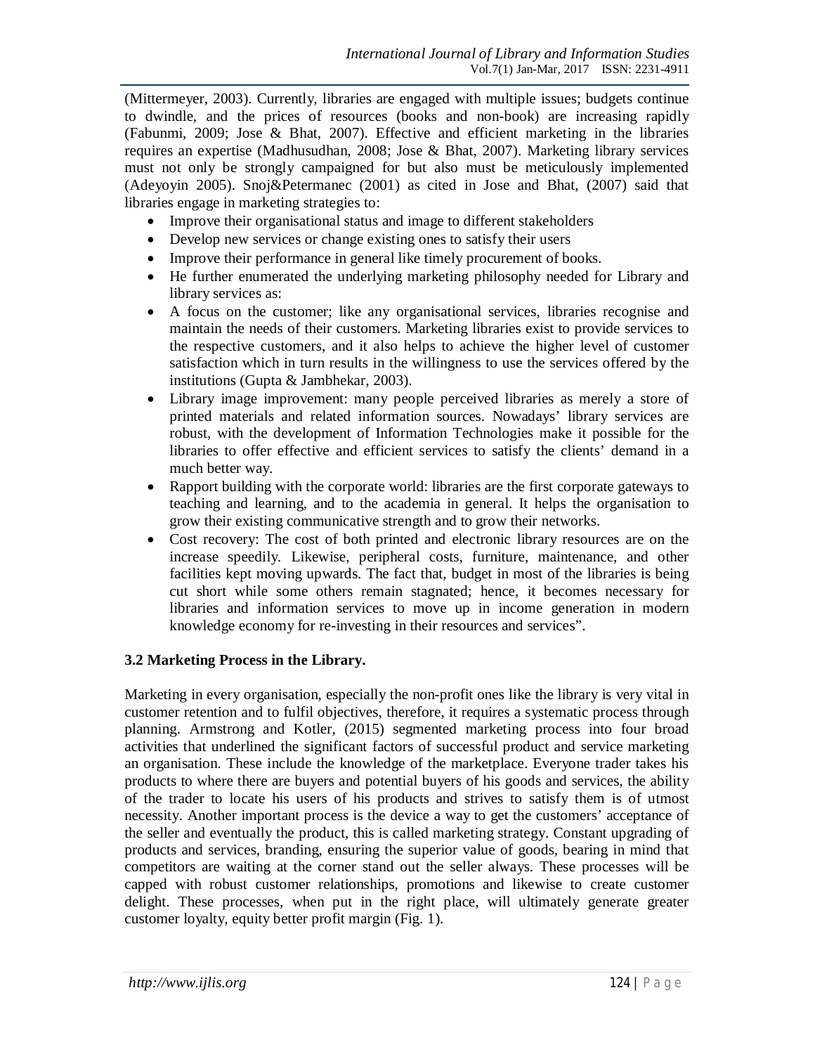(Mittermeyer, 2003). Currently, libraries are engaged with multiple issues; budgets continue to dwindle, and the prices of resources (books and non-book) are increasing rapidly (Fabunmi, 2009; Jose & Bhat, 2007). Effective and efficient marketing in the libraries requires an expertise (Madhusudhan, 2008; Jose & Bhat, 2007). Marketing library services must not only be strongly campaigned for but also must be meticulously implemented (Adeyoyin 2005). Snoj&Petermanec (2001) as cited in Jose and Bhat, (2007) said that libraries engage in marketing strategies to:

- Improve their organisational status and image to different stakeholders
- Develop new services or change existing ones to satisfy their users
- Improve their performance in general like timely procurement of books.
- He further enumerated the underlying marketing philosophy needed for Library and library services as:
- A focus on the customer; like any organisational services, libraries recognise and maintain the needs of their customers. Marketing libraries exist to provide services to the respective customers, and it also helps to achieve the higher level of customer satisfaction which in turn results in the willingness to use the services offered by the institutions (Gupta & Jambhekar, 2003).
- Library image improvement: many people perceived libraries as merely a store of printed materials and related information sources. Nowadays' library services are robust, with the development of Information Technologies make it possible for the libraries to offer effective and efficient services to satisfy the clients' demand in a much better way.
- Rapport building with the corporate world: libraries are the first corporate gateways to teaching and learning, and to the academia in general. It helps the organisation to grow their existing communicative strength and to grow their networks.
- Cost recovery: The cost of both printed and electronic library resources are on the increase speedily. Likewise, peripheral costs, furniture, maintenance, and other facilities kept moving upwards. The fact that, budget in most of the libraries is being cut short while some others remain stagnated; hence, it becomes necessary for libraries and information services to move up in income generation in modern knowledge economy for re-investing in their resources and services".

### 3.2 Marketing Process in the Library.

Marketing in every organisation, especially the non-profit ones like the library is very vital in customer retention and to fulfil objectives, therefore, it requires a systematic process through planning. Armstrong and Kotler, (2015) segmented marketing process into four broad activities that underlined the significant factors of successful product and service marketing an organisation. These include the knowledge of the marketplace. Everyone trader takes his products to where there are buyers and potential buyers of his goods and services, the ability of the trader to locate his users of his products and strives to satisfy them is of utmost necessity. Another important process is the device a way to get the customers' acceptance of the seller and eventually the product, this is called marketing strategy. Constant upgrading of products and services, branding, ensuring the superior value of goods, bearing in mind that competitors are waiting at the corner stand out the seller always. These processes will be capped with robust customer relationships, promotions and likewise to create customer delight. These processes, when put in the right place, will ultimately generate greater customer loyalty, equity better profit margin (Fig. 1).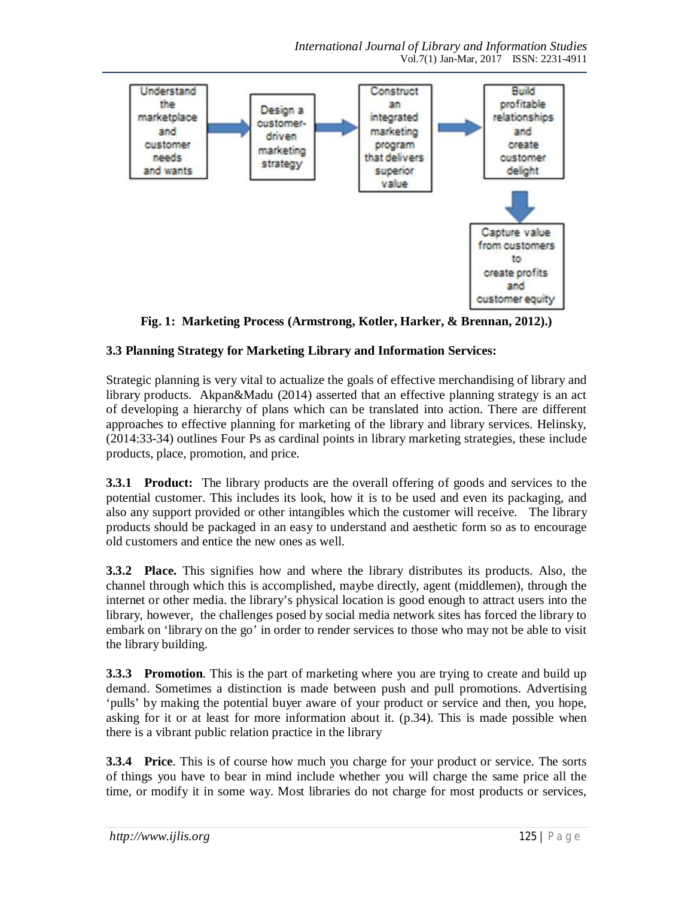Fig. 1: Marketing Process (Armstrong, Kotler, Harker, & Brennan, 2012).)

### 3.3 Planning Strategy for Marketing Library and Information Services:

Strategic planning is very vital to actualize the goals of effective merchandising of library and library products. Akpan&Madu (2014) asserted that an effective planning strategy is an act of developing a hierarchy of plans which can be translated into action. There are different approaches to effective planning for marketing of the library and library services. Helinsky, (2014:33-34) outlines Four Ps as cardinal points in library marketing strategies, these include products, place, promotion, and price.

**3.3.1 Product:** The library products are the overall offering of goods and services to the potential customer. This includes its look, how it is to be used and even its packaging, and also any support provided or other intangibles which the customer will receive. The library products should be packaged in an easy to understand and aesthetic form so as to encourage old customers and entice the new ones as well.

**3.3.2 Place.** This signifies how and where the library distributes its products. Also, the channel through which this is accomplished, maybe directly, agent (middlemen), through the internet or other media. the library's physical location is good enough to attract users into the library, however, the challenges posed by social media network sites has forced the library to embark on 'library on the go' in order to render services to those who may not be able to visit the library building.

**3.3.3 Promotion**. This is the part of marketing where you are trying to create and build up demand. Sometimes a distinction is made between push and pull promotions. Advertising 'pulls' by making the potential buyer aware of your product or service and then, you hope, asking for it or at least for more information about it. (p.34). This is made possible when there is a vibrant public relation practice in the library

**3.3.4 Price**. This is of course how much you charge for your product or service. The sorts of things you have to bear in mind include whether you will charge the same price all the time, or modify it in some way. Most libraries do not charge for most products or services,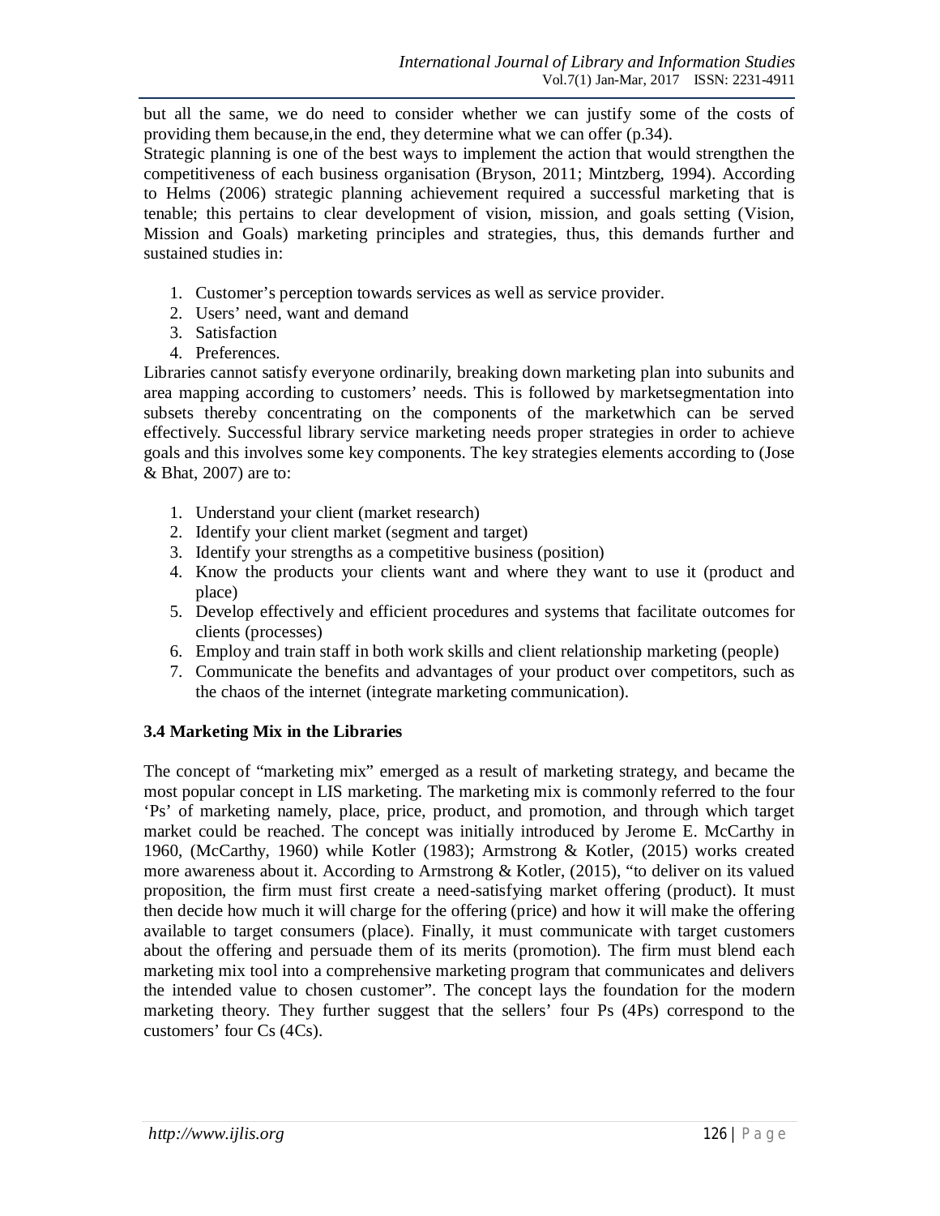but all the same, we do need to consider whether we can justify some of the costs of providing them because,in the end, they determine what we can offer (p.34).

Strategic planning is one of the best ways to implement the action that would strengthen the competitiveness of each business organisation (Bryson, 2011; Mintzberg, 1994). According to Helms (2006) strategic planning achievement required a successful marketing that is tenable; this pertains to clear development of vision, mission, and goals setting (Vision, Mission and Goals) marketing principles and strategies, thus, this demands further and sustained studies in:

1. Customer's perception towards services as well as service provider.
2. Users' need, want and demand
3. Satisfaction
4. Preferences.

Libraries cannot satisfy everyone ordinarily, breaking down marketing plan into subunits and area mapping according to customers' needs. This is followed by marketsegmentation into subsets thereby concentrating on the components of the marketwhich can be served effectively. Successful library service marketing needs proper strategies in order to achieve goals and this involves some key components. The key strategies elements according to (Jose & Bhat, 2007) are to:

1. Understand your client (market research)
2. Identify your client market (segment and target)
3. Identify your strengths as a competitive business (position)
4. Know the products your clients want and where they want to use it (product and place)
5. Develop effectively and efficient procedures and systems that facilitate outcomes for clients (processes)
6. Employ and train staff in both work skills and client relationship marketing (people)
7. Communicate the benefits and advantages of your product over competitors, such as the chaos of the internet (integrate marketing communication).

### 3.4 Marketing Mix in the Libraries

The concept of "marketing mix" emerged as a result of marketing strategy, and became the most popular concept in LIS marketing. The marketing mix is commonly referred to the four 'Ps' of marketing namely, place, price, product, and promotion, and through which target market could be reached. The concept was initially introduced by Jerome E. McCarthy in 1960, (McCarthy, 1960) while Kotler (1983); Armstrong & Kotler, (2015) works created more awareness about it. According to Armstrong & Kotler, (2015), "to deliver on its valued proposition, the firm must first create a need-satisfying market offering (product). It must then decide how much it will charge for the offering (price) and how it will make the offering available to target consumers (place). Finally, it must communicate with target customers about the offering and persuade them of its merits (promotion). The firm must blend each marketing mix tool into a comprehensive marketing program that communicates and delivers the intended value to chosen customer". The concept lays the foundation for the modern marketing theory. They further suggest that the sellers' four Ps (4Ps) correspond to the customers' four Cs (4Cs).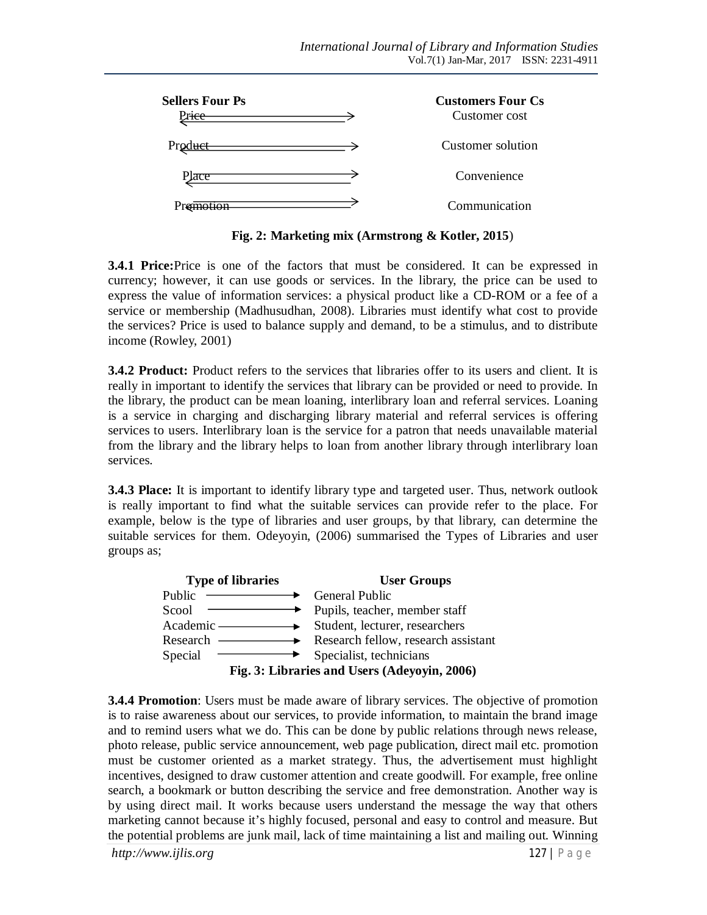| Sellers Four Ps | | Customers Four Cs |
|---|---|---|
| Price | ⟷ | Customer cost |
| Product | ⟷ | Customer solution |
| Place | ⟷ | Convenience |
| Promotion | ⟷ | Communication |

**Fig. 2: Marketing mix (Armstrong & Kotler, 2015)**

**3.4.1 Price:**Price is one of the factors that must be considered. It can be expressed in currency; however, it can use goods or services. In the library, the price can be used to express the value of information services: a physical product like a CD-ROM or a fee of a service or membership (Madhusudhan, 2008). Libraries must identify what cost to provide the services? Price is used to balance supply and demand, to be a stimulus, and to distribute income (Rowley, 2001)

**3.4.2 Product:** Product refers to the services that libraries offer to its users and client. It is really in important to identify the services that library can be provided or need to provide. In the library, the product can be mean loaning, interlibrary loan and referral services. Loaning is a service in charging and discharging library material and referral services is offering services to users. Interlibrary loan is the service for a patron that needs unavailable material from the library and the library helps to loan from another library through interlibrary loan services.

**3.4.3 Place:** It is important to identify library type and targeted user. Thus, network outlook is really important to find what the suitable services can provide refer to the place. For example, below is the type of libraries and user groups, by that library, can determine the suitable services for them. Odeyoyin, (2006) summarised the Types of Libraries and user groups as;

| Type of libraries | | User Groups |
|---|---|---|
| Public | → | General Public |
| Scool | → | Pupils, teacher, member staff |
| Academic | → | Student, lecturer, researchers |
| Research | → | Research fellow, research assistant |
| Special | → | Specialist, technicians |

**Fig. 3: Libraries and Users (Adeyoyin, 2006)**

**3.4.4 Promotion**: Users must be made aware of library services. The objective of promotion is to raise awareness about our services, to provide information, to maintain the brand image and to remind users what we do. This can be done by public relations through news release, photo release, public service announcement, web page publication, direct mail etc. promotion must be customer oriented as a market strategy. Thus, the advertisement must highlight incentives, designed to draw customer attention and create goodwill. For example, free online search, a bookmark or button describing the service and free demonstration. Another way is by using direct mail. It works because users understand the message the way that others marketing cannot because it's highly focused, personal and easy to control and measure. But the potential problems are junk mail, lack of time maintaining a list and mailing out. Winning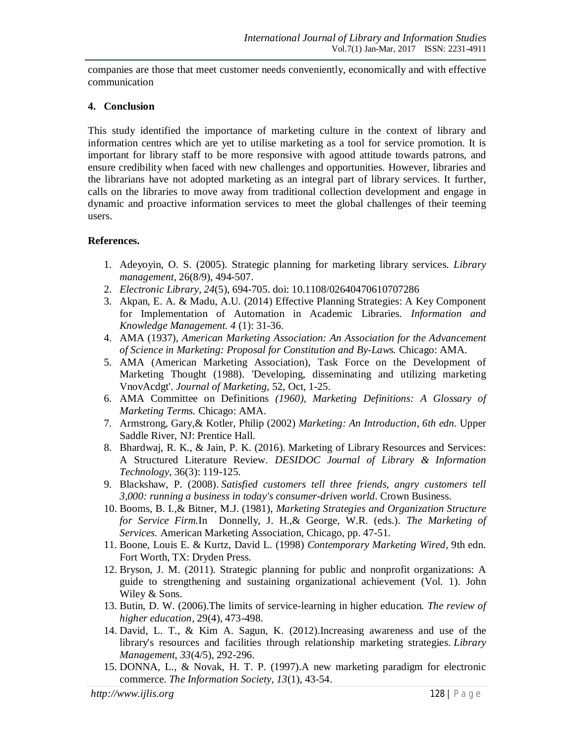companies are those that meet customer needs conveniently, economically and with effective communication

## 4. Conclusion

This study identified the importance of marketing culture in the context of library and information centres which are yet to utilise marketing as a tool for service promotion. It is important for library staff to be more responsive with agood attitude towards patrons, and ensure credibility when faced with new challenges and opportunities. However, libraries and the librarians have not adopted marketing as an integral part of library services. It further, calls on the libraries to move away from traditional collection development and engage in dynamic and proactive information services to meet the global challenges of their teeming users.

**References.**

1. Adeyoyin, O. S. (2005). Strategic planning for marketing library services. *Library management*, 26(8/9), 494-507.
2. *Electronic Library, 24*(5), 694-705. doi: 10.1108/02640470610707286
3. Akpan, E. A. & Madu, A.U. (2014) Effective Planning Strategies: A Key Component for Implementation of Automation in Academic Libraries. *Information and Knowledge Management. 4* (1): 31-36.
4. AMA (1937), *American Marketing Association: An Association for the Advancement of Science in Marketing: Proposal for Constitution and By-Laws.* Chicago: AMA.
5. AMA (American Marketing Association), Task Force on the Development of Marketing Thought (1988). 'Developing, disseminating and utilizing marketing VnovAcdgt'. *Journal of Marketing,* 52, Oct, 1-25.
6. AMA Committee on Definitions *(1960), Marketing Definitions: A Glossary of Marketing Terms.* Chicago: AMA.
7. Armstrong, Gary,& Kotler, Philip (2002) *Marketing: An Introduction, 6th edn*. Upper Saddle River, NJ: Prentice Hall.
8. Bhardwaj, R. K., & Jain, P. K. (2016). Marketing of Library Resources and Services: A Structured Literature Review. *DESIDOC Journal of Library & Information Technology*, 36(3): 119-125.
9. Blackshaw, P. (2008). *Satisfied customers tell three friends, angry customers tell 3,000: running a business in today's consumer-driven world*. Crown Business.
10. Booms, B. I.,& Bitner, M.J. (1981), *Marketing Strategies and Organization Structure for Service Firm.*In Donnelly, J. H.,& George, W.R. (eds.). *The Marketing of Services.* American Marketing Association, Chicago, pp. 47-51.
11. Boone, Louis E. & Kurtz, David L. (1998) *Contemporary Marketing Wired*, 9th edn. Fort Worth, TX: Dryden Press.
12. Bryson, J. M. (2011). Strategic planning for public and nonprofit organizations: A guide to strengthening and sustaining organizational achievement (Vol. 1). John Wiley & Sons.
13. Butin, D. W. (2006).The limits of service-learning in higher education. *The review of higher education*, 29(4), 473-498.
14. David, L. T., & Kim A. Sagun, K. (2012).Increasing awareness and use of the library's resources and facilities through relationship marketing strategies. *Library Management, 33*(4/5), 292-296.
15. DONNA, L., & Novak, H. T. P. (1997).A new marketing paradigm for electronic commerce. *The Information Society*, *13*(1), 43-54.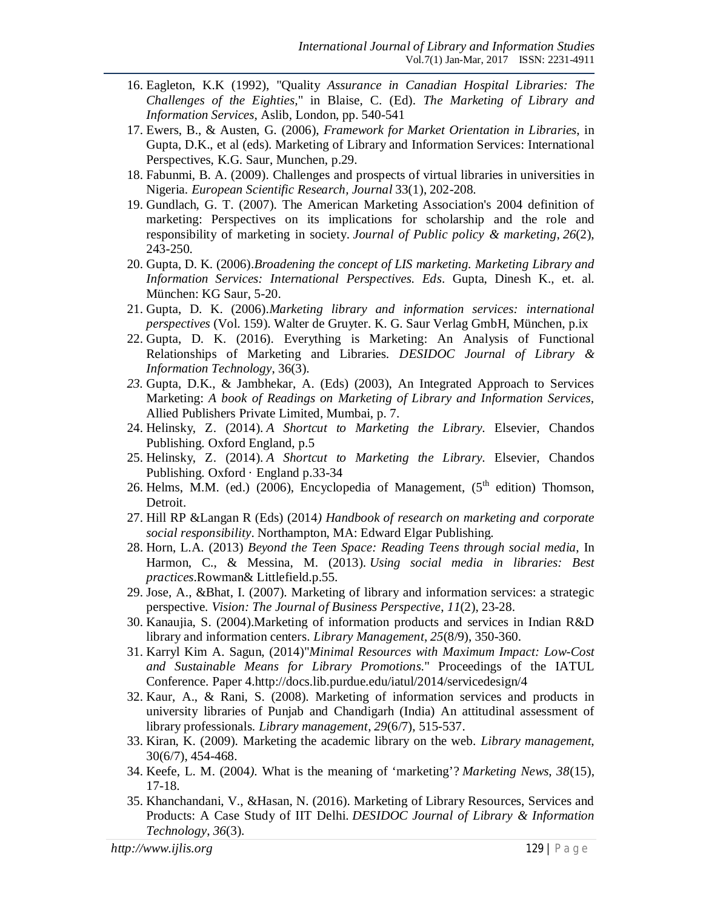16. Eagleton, K.K (1992), "Quality *Assurance in Canadian Hospital Libraries: The Challenges of the Eighties*," in Blaise, C. (Ed). *The Marketing of Library and Information Services*, Aslib, London, pp. 540-541
17. Ewers, B., & Austen, G. (2006), *Framework for Market Orientation in Libraries*, in Gupta, D.K., et al (eds). Marketing of Library and Information Services: International Perspectives, K.G. Saur, Munchen, p.29.
18. Fabunmi, B. A. (2009). Challenges and prospects of virtual libraries in universities in Nigeria. *European Scientific Research, Journal* 33(1), 202-208.
19. Gundlach, G. T. (2007). The American Marketing Association's 2004 definition of marketing: Perspectives on its implications for scholarship and the role and responsibility of marketing in society. *Journal of Public policy & marketing*, *26*(2), 243-250.
20. Gupta, D. K. (2006).*Broadening the concept of LIS marketing. Marketing Library and Information Services: International Perspectives. Eds*. Gupta, Dinesh K., et. al. München: KG Saur, 5-20.
21. Gupta, D. K. (2006).*Marketing library and information services: international perspectives* (Vol. 159). Walter de Gruyter. K. G. Saur Verlag GmbH, München, p.ix
22. Gupta, D. K. (2016). Everything is Marketing: An Analysis of Functional Relationships of Marketing and Libraries. *DESIDOC Journal of Library & Information Technology*, 36(3).
23. Gupta, D.K., & Jambhekar, A. (Eds) (2003), An Integrated Approach to Services Marketing: *A book of Readings on Marketing of Library and Information Services,* Allied Publishers Private Limited, Mumbai, p. 7.
24. Helinsky, Z. (2014). *A Shortcut to Marketing the Library*. Elsevier, Chandos Publishing. Oxford England, p.5
25. Helinsky, Z. (2014). *A Shortcut to Marketing the Library*. Elsevier, Chandos Publishing. Oxford · England p.33-34
26. Helms, M.M. (ed.) (2006), Encyclopedia of Management, (5th edition) Thomson, Detroit.
27. Hill RP &Langan R (Eds) (2014*) Handbook of research on marketing and corporate social responsibility*. Northampton, MA: Edward Elgar Publishing.
28. Horn, L.A. (2013) *Beyond the Teen Space: Reading Teens through social media*, In Harmon, C., & Messina, M. (2013). *Using social media in libraries: Best practices*.Rowman& Littlefield.p.55.
29. Jose, A., &Bhat, I. (2007). Marketing of library and information services: a strategic perspective. *Vision: The Journal of Business Perspective*, *11*(2), 23-28.
30. Kanaujia, S. (2004).Marketing of information products and services in Indian R&D library and information centers. *Library Management*, *25*(8/9), 350-360.
31. Karryl Kim A. Sagun, (2014)"*Minimal Resources with Maximum Impact: Low-Cost and Sustainable Means for Library Promotions.*" Proceedings of the IATUL Conference. Paper 4.http://docs.lib.purdue.edu/iatul/2014/servicedesign/4
32. Kaur, A., & Rani, S. (2008). Marketing of information services and products in university libraries of Punjab and Chandigarh (India) An attitudinal assessment of library professionals. *Library management*, *29*(6/7), 515-537.
33. Kiran, K. (2009). Marketing the academic library on the web. *Library management*, 30(6/7), 454-468.
34. Keefe, L. M. (2004*)*. What is the meaning of 'marketing'? *Marketing News*, *38*(15), 17-18.
35. Khanchandani, V., &Hasan, N. (2016). Marketing of Library Resources, Services and Products: A Case Study of IIT Delhi. *DESIDOC Journal of Library & Information Technology*, *36*(3).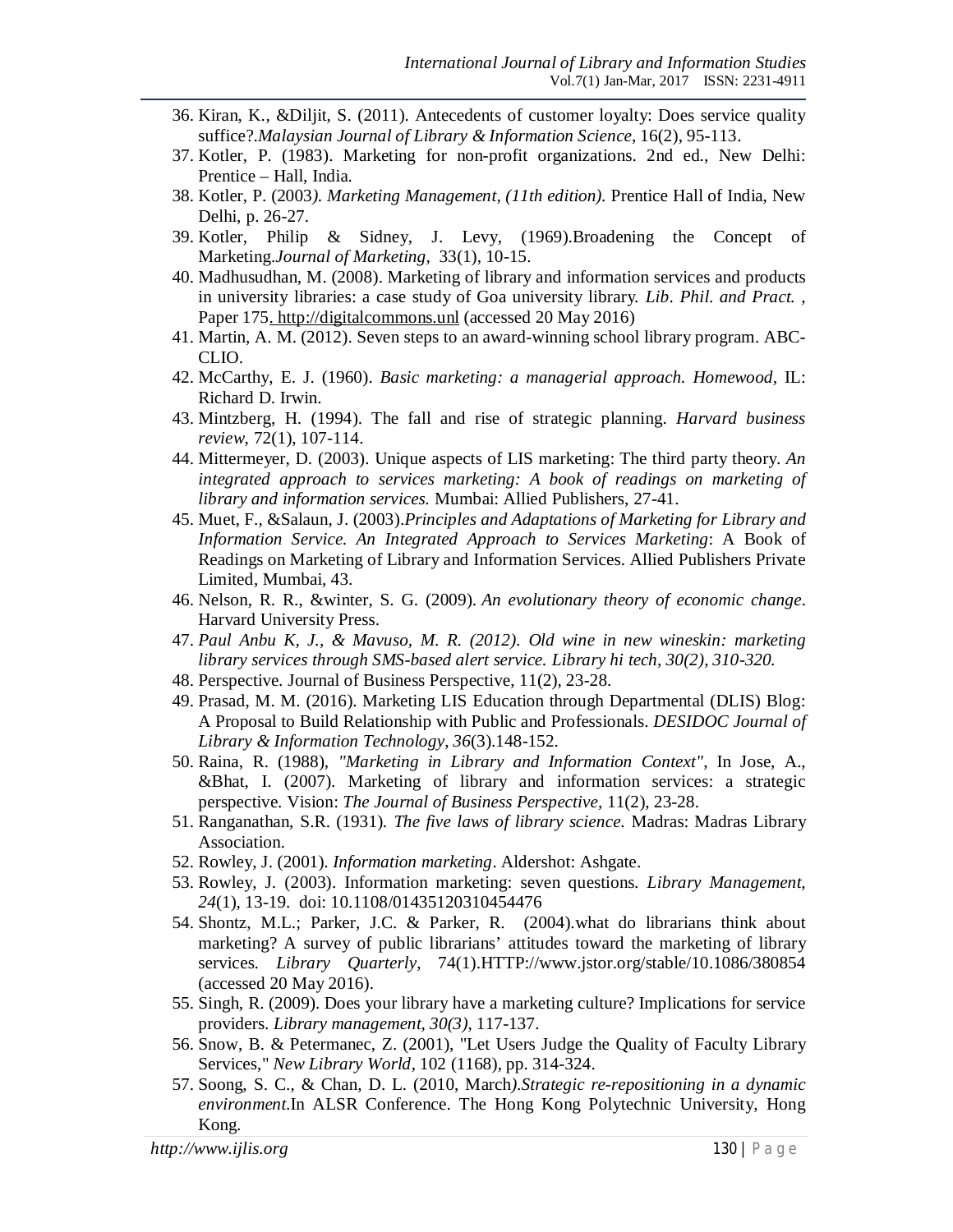36. Kiran, K., &Diljit, S. (2011). Antecedents of customer loyalty: Does service quality suffice?.*Malaysian Journal of Library & Information Science*, 16(2), 95-113.
37. Kotler, P. (1983). Marketing for non-profit organizations. 2nd ed., New Delhi: Prentice – Hall, India.
38. Kotler, P. (2003*). Marketing Management, (11th edition).* Prentice Hall of India, New Delhi, p. 26-27.
39. Kotler, Philip & Sidney, J. Levy, (1969).Broadening the Concept of Marketing.*Journal of Marketing,* 33(1), 10-15.
40. Madhusudhan, M. (2008). Marketing of library and information services and products in university libraries: a case study of Goa university library. *Lib. Phil. and Pract.* , Paper 175. http://digitalcommons.unl (accessed 20 May 2016)
41. Martin, A. M. (2012). Seven steps to an award-winning school library program. ABC-CLIO.
42. McCarthy, E. J. (1960). *Basic marketing: a managerial approach. Homewood*, IL: Richard D. Irwin.
43. Mintzberg, H. (1994). The fall and rise of strategic planning. *Harvard business review*, 72(1), 107-114.
44. Mittermeyer, D. (2003). Unique aspects of LIS marketing: The third party theory. *An integrated approach to services marketing: A book of readings on marketing of library and information services.* Mumbai: Allied Publishers, 27-41.
45. Muet, F., &Salaun, J. (2003).*Principles and Adaptations of Marketing for Library and Information Service. An Integrated Approach to Services Marketing*: A Book of Readings on Marketing of Library and Information Services. Allied Publishers Private Limited, Mumbai, 43.
46. Nelson, R. R., &winter, S. G. (2009). *An evolutionary theory of economic change*. Harvard University Press.
47. *Paul Anbu K, J., & Mavuso, M. R. (2012). Old wine in new wineskin: marketing library services through SMS-based alert service. Library hi tech, 30(2), 310-320.*
48. Perspective. Journal of Business Perspective, 11(2), 23-28.
49. Prasad, M. M. (2016). Marketing LIS Education through Departmental (DLIS) Blog: A Proposal to Build Relationship with Public and Professionals. *DESIDOC Journal of Library & Information Technology*, *36*(3).148-152.
50. Raina, R. (1988), *"Marketing in Library and Information Context"*, In Jose, A., &Bhat, I. (2007). Marketing of library and information services: a strategic perspective. Vision: *The Journal of Business Perspective*, 11(2), 23-28.
51. Ranganathan, S.R. (1931). *The five laws of library science.* Madras: Madras Library Association.
52. Rowley, J. (2001). *Information marketing*. Aldershot: Ashgate.
53. Rowley, J. (2003). Information marketing: seven questions. *Library Management, 24*(1), 13-19. doi: 10.1108/01435120310454476
54. Shontz, M.L.; Parker, J.C. & Parker, R. (2004).what do librarians think about marketing? A survey of public librarians' attitudes toward the marketing of library services. *Library Quarterly*, 74(1).HTTP://www.jstor.org/stable/10.1086/380854 (accessed 20 May 2016).
55. Singh, R. (2009). Does your library have a marketing culture? Implications for service providers. *Library management, 30(3)*, 117-137.
56. Snow, B. & Petermanec, Z. (2001), "Let Users Judge the Quality of Faculty Library Services," *New Library World*, 102 (1168), pp. 314-324.
57. Soong, S. C., & Chan, D. L. (2010, March*).Strategic re-repositioning in a dynamic environment.*In ALSR Conference. The Hong Kong Polytechnic University, Hong Kong.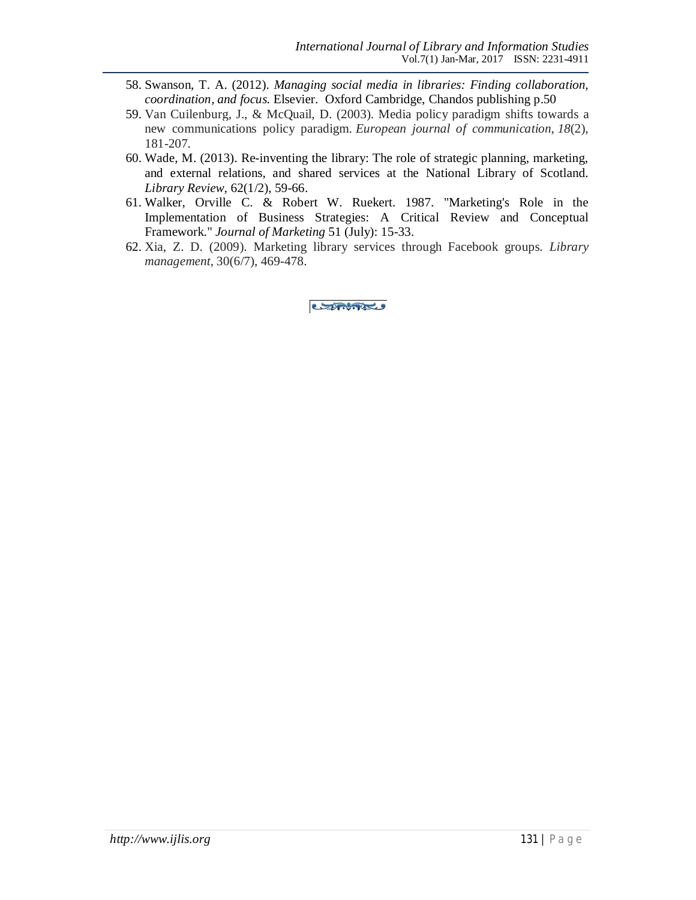58. Swanson, T. A. (2012). *Managing social media in libraries: Finding collaboration, coordination, and focus.* Elsevier. Oxford Cambridge, Chandos publishing p.50
59. Van Cuilenburg, J., & McQuail, D. (2003). Media policy paradigm shifts towards a new communications policy paradigm. *European journal of communication*, *18*(2), 181-207.
60. Wade, M. (2013). Re-inventing the library: The role of strategic planning, marketing, and external relations, and shared services at the National Library of Scotland. *Library Review*, 62(1/2), 59-66.
61. Walker, Orville C. & Robert W. Ruekert. 1987. "Marketing's Role in the Implementation of Business Strategies: A Critical Review and Conceptual Framework." *Journal of Marketing* 51 (July): 15-33.
62. Xia, Z. D. (2009). Marketing library services through Facebook groups. *Library management*, 30(6/7), 469-478.